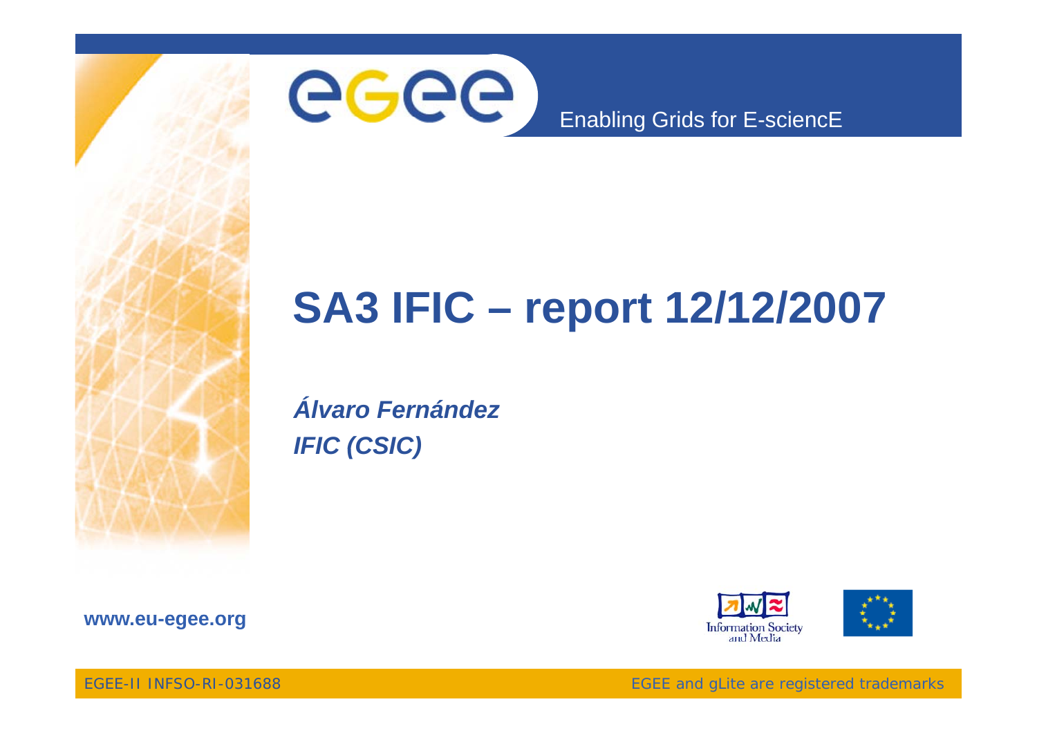# SA3 IFIC – report 12/12/2007

***Álvaro Fernández***
***IFIC (CSIC)***

**www.eu-egee.org**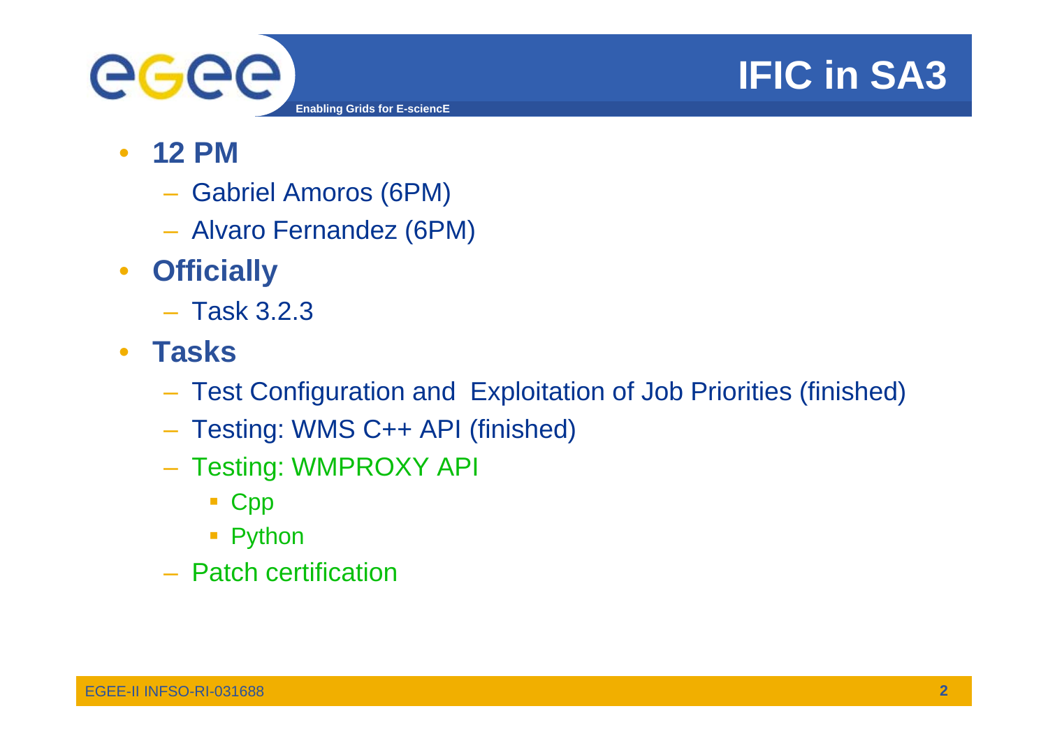# IFIC in SA3

- **12 PM**
  - Gabriel Amoros (6PM)
  - Alvaro Fernandez (6PM)
- **Officially**
  - Task 3.2.3
- **Tasks**
  - Test Configuration and Exploitation of Job Priorities (finished)
  - Testing: WMS C++ API (finished)
  - Testing: WMPROXY API
    - Cpp
    - Python
  - Patch certification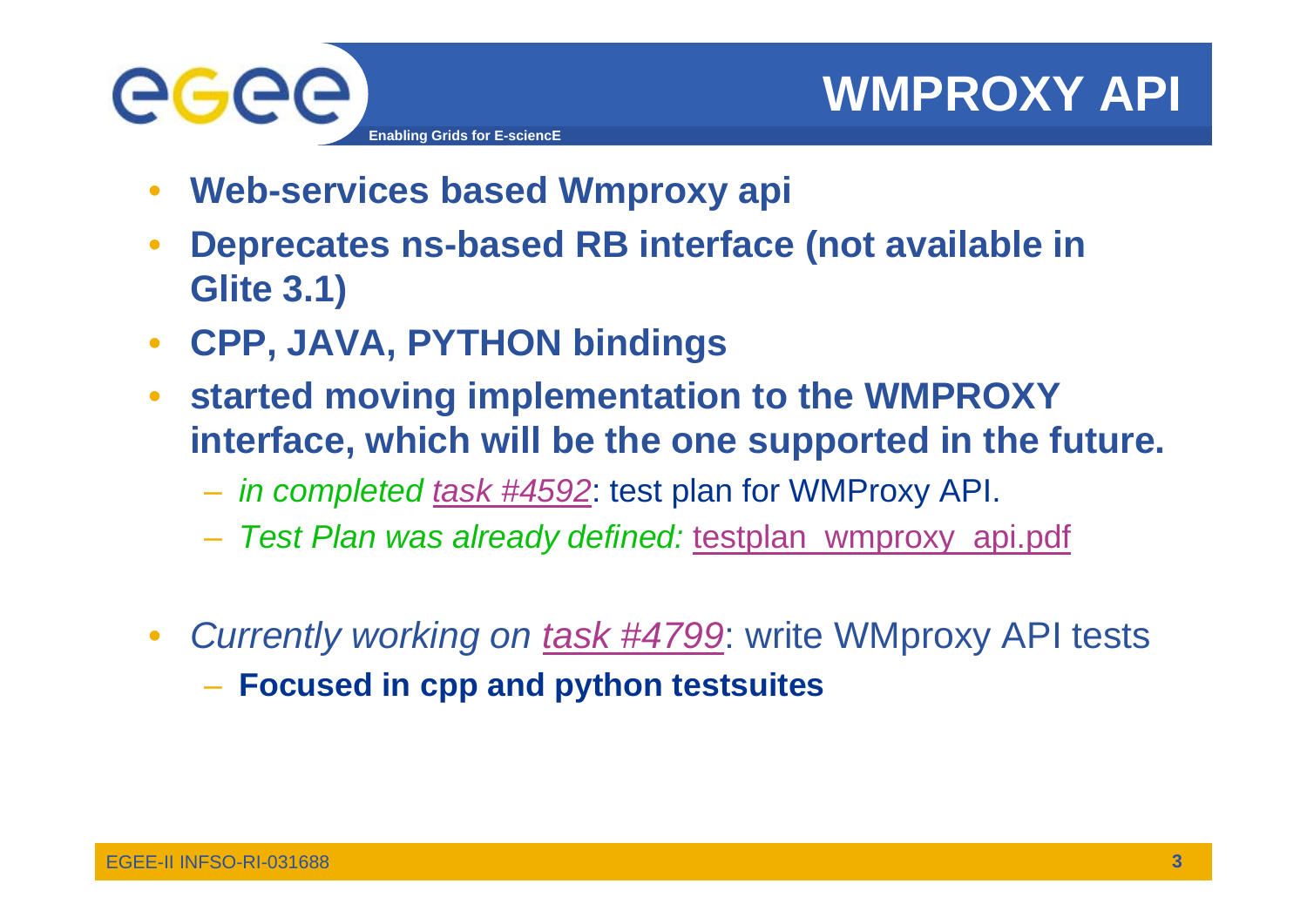# WMPROXY API

- **Web-services based Wmproxy api**
- **Deprecates ns-based RB interface (not available in Glite 3.1)**
- **CPP, JAVA, PYTHON bindings**
- **started moving implementation to the WMPROXY interface, which will be the one supported in the future.**
  - *in completed task #4592*: test plan for WMProxy API.
  - *Test Plan was already defined:* testplan_wmproxy_api.pdf

- *Currently working on task #4799*: write WMproxy API tests
  - **Focused in cpp and python testsuites**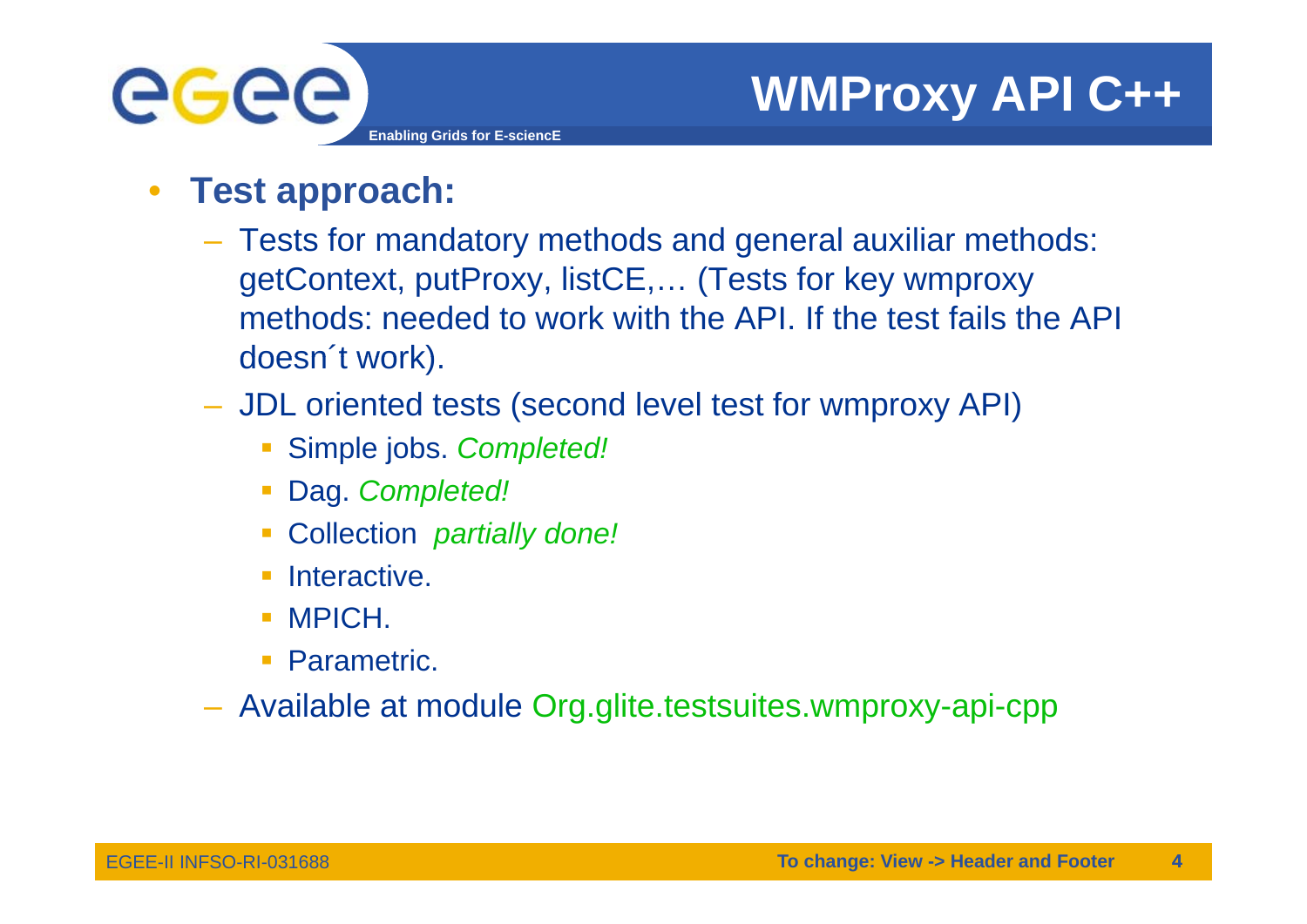# WMProxy API C++

- **Test approach:**
  - Tests for mandatory methods and general auxiliar methods: getContext, putProxy, listCE,… (Tests for key wmproxy methods: needed to work with the API. If the test fails the API doesn´t work).
  - JDL oriented tests (second level test for wmproxy API)
    - Simple jobs. *Completed!*
    - Dag. *Completed!*
    - Collection *partially done!*
    - Interactive.
    - MPICH.
    - Parametric.
  - Available at module Org.glite.testsuites.wmproxy-api-cpp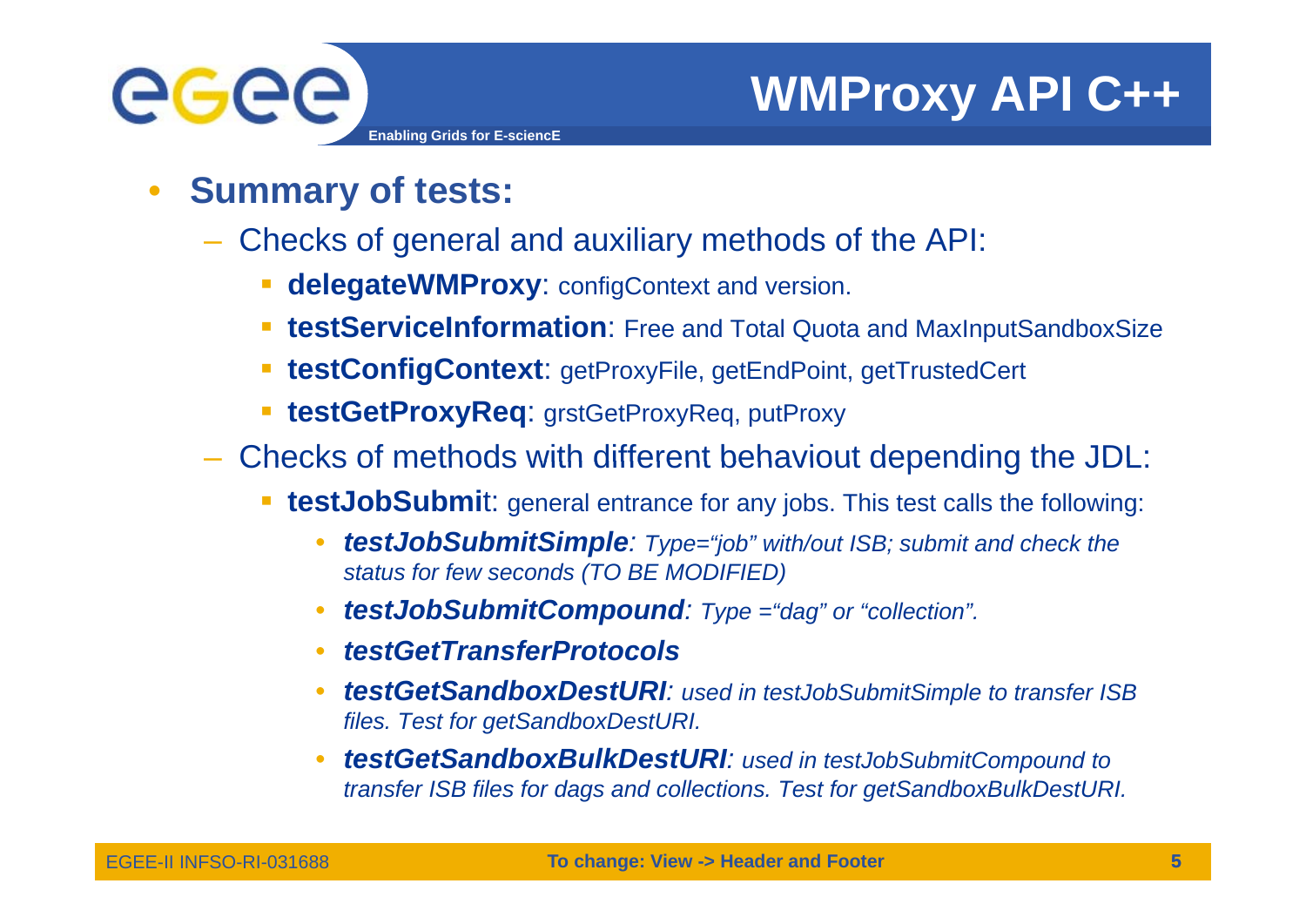# WMProxy API C++

- **Summary of tests:**
  - Checks of general and auxiliary methods of the API:
    - **delegateWMProxy**: configContext and version.
    - **testServiceInformation**: Free and Total Quota and MaxInputSandboxSize
    - **testConfigContext**: getProxyFile, getEndPoint, getTrustedCert
    - **testGetProxyReq**: grstGetProxyReq, putProxy
  - Checks of methods with different behaviout depending the JDL:
    - **testJobSubmi**t: general entrance for any jobs. This test calls the following:
      - ***testJobSubmitSimple****: Type="job" with/out ISB; submit and check the status for few seconds (TO BE MODIFIED)*
      - ***testJobSubmitCompound****: Type ="dag" or "collection".*
      - ***testGetTransferProtocols***
      - ***testGetSandboxDestURI****: used in testJobSubmitSimple to transfer ISB files. Test for getSandboxDestURI.*
      - ***testGetSandboxBulkDestURI****: used in testJobSubmitCompound to transfer ISB files for dags and collections. Test for getSandboxBulkDestURI.*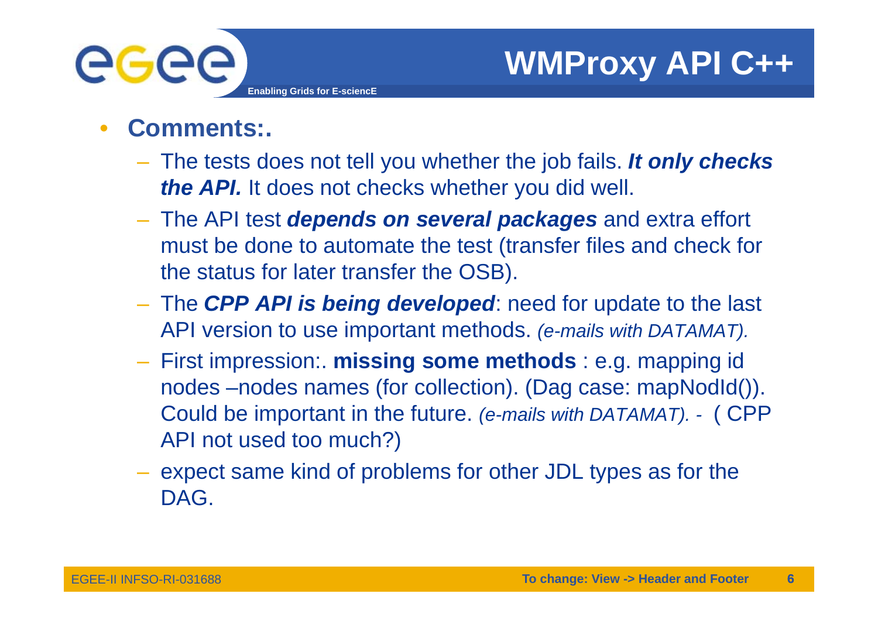# WMProxy API C++

- **Comments:.**
  - The tests does not tell you whether the job fails. ***It only checks the API.*** It does not checks whether you did well.
  - The API test ***depends on several packages*** and extra effort must be done to automate the test (transfer files and check for the status for later transfer the OSB).
  - The ***CPP API is being developed***: need for update to the last API version to use important methods. *(e-mails with DATAMAT).*
  - First impression:. **missing some methods** : e.g. mapping id nodes –nodes names (for collection). (Dag case: mapNodId()). Could be important in the future. *(e-mails with DATAMAT). -* ( CPP API not used too much?)
  - expect same kind of problems for other JDL types as for the DAG.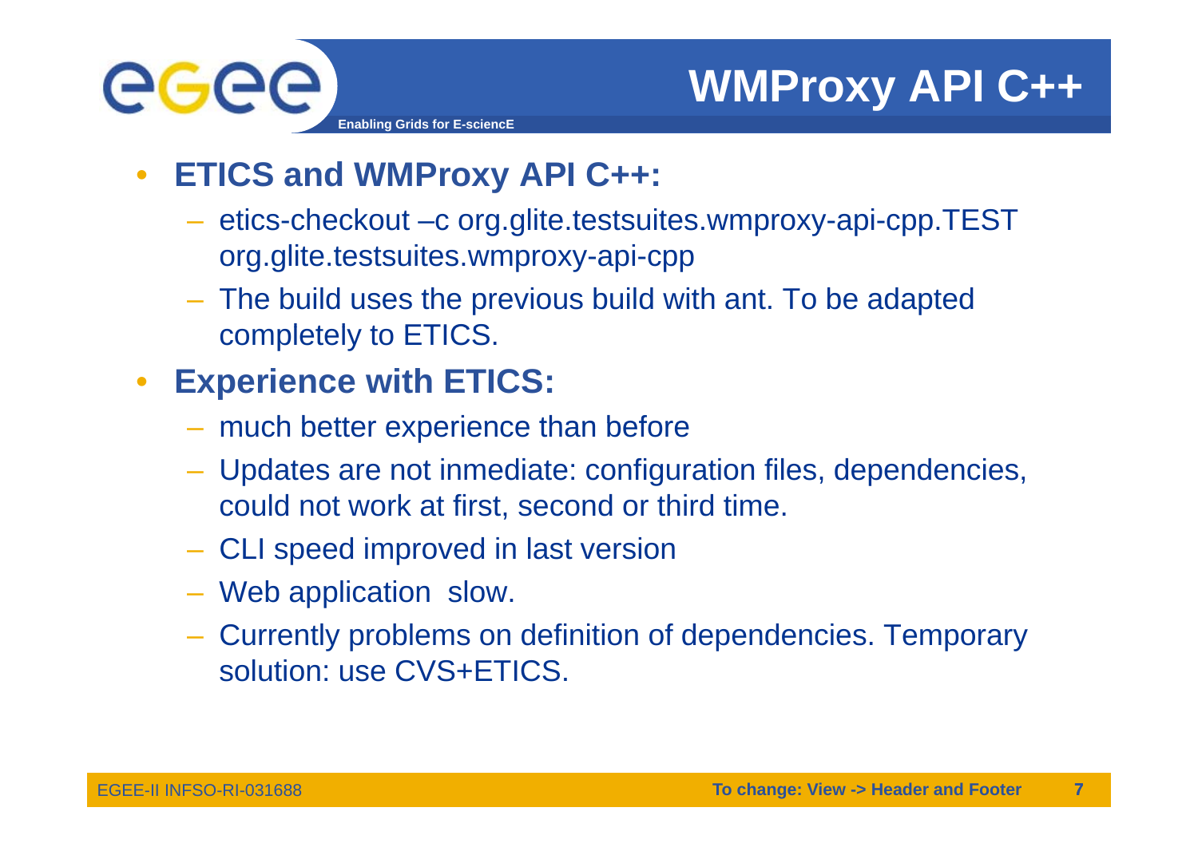# WMProxy API C++

- **ETICS and WMProxy API C++:**
  - etics-checkout –c org.glite.testsuites.wmproxy-api-cpp.TEST org.glite.testsuites.wmproxy-api-cpp
  - The build uses the previous build with ant. To be adapted completely to ETICS.
- **Experience with ETICS:**
  - much better experience than before
  - Updates are not inmediate: configuration files, dependencies, could not work at first, second or third time.
  - CLI speed improved in last version
  - Web application slow.
  - Currently problems on definition of dependencies. Temporary solution: use CVS+ETICS.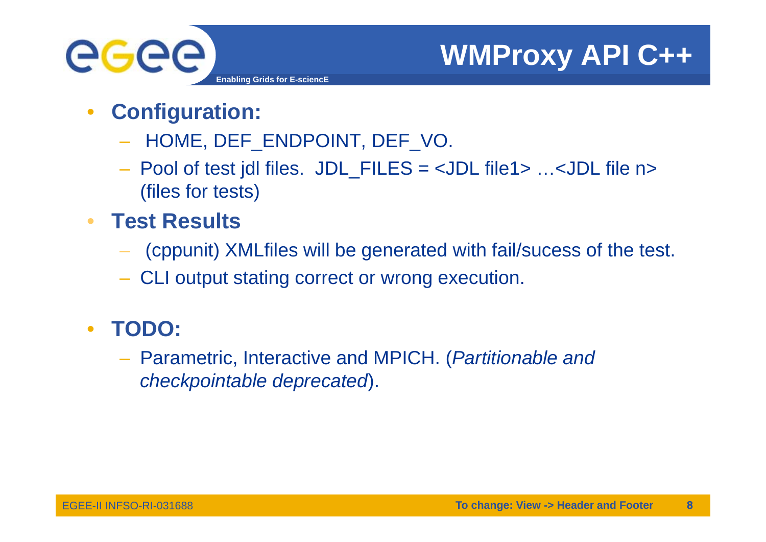# WMProxy API C++

- **Configuration:**
  - HOME, DEF_ENDPOINT, DEF_VO.
  - Pool of test jdl files. JDL_FILES = <JDL file1> …<JDL file n> (files for tests)
- **Test Results**
  - (cppunit) XMLfiles will be generated with fail/sucess of the test.
  - CLI output stating correct or wrong execution.
- **TODO:**
  - Parametric, Interactive and MPICH. (*Partitionable and checkpointable deprecated*).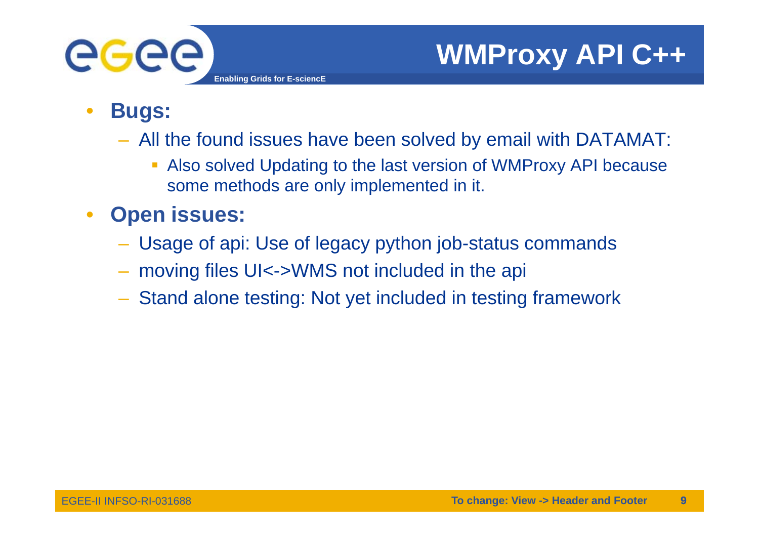# WMProxy API C++

- **Bugs:**
  - All the found issues have been solved by email with DATAMAT:
    - Also solved Updating to the last version of WMProxy API because some methods are only implemented in it.
- **Open issues:**
  - Usage of api: Use of legacy python job-status commands
  - moving files UI<->WMS not included in the api
  - Stand alone testing: Not yet included in testing framework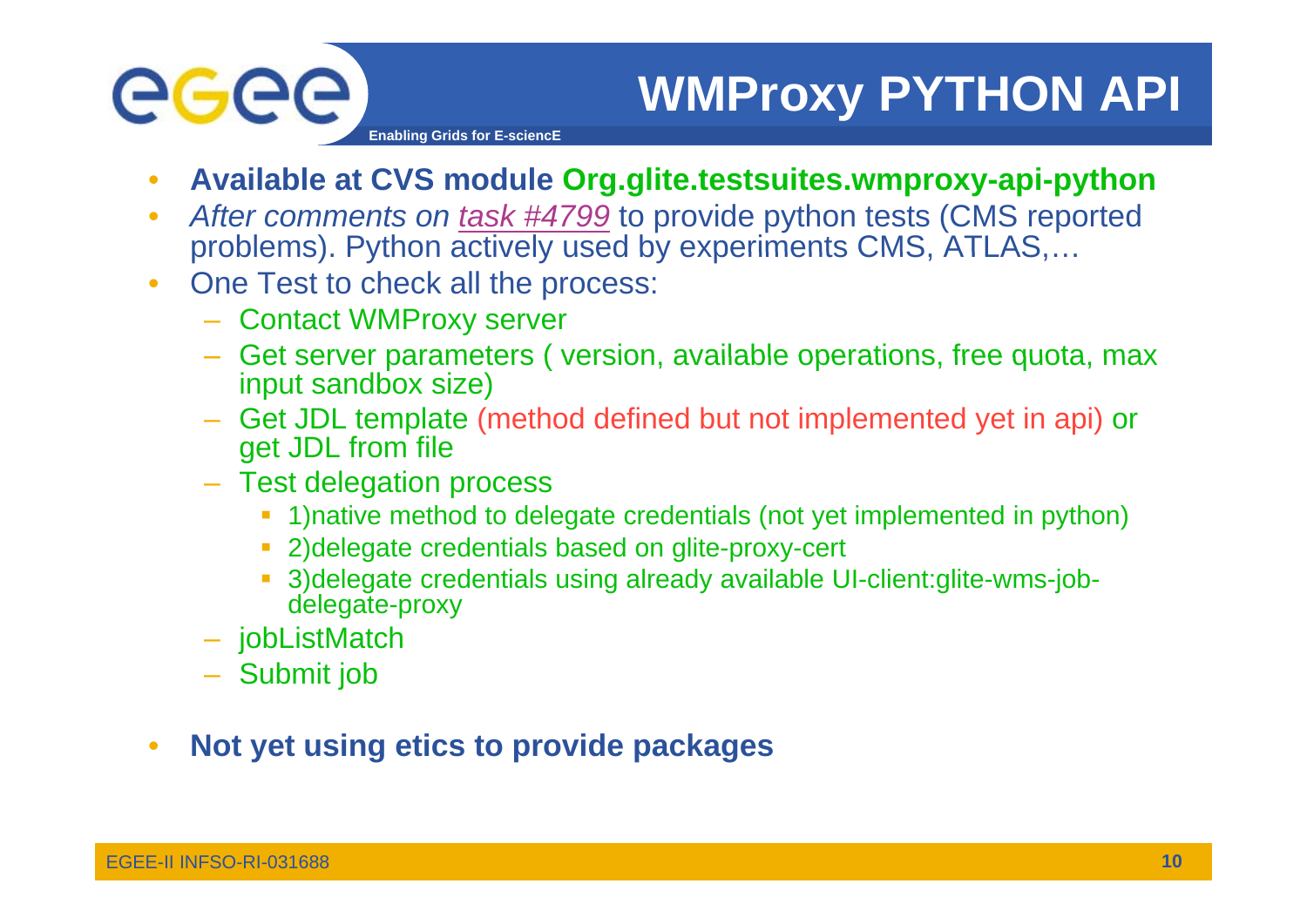# WMProxy PYTHON API

- **Available at CVS module Org.glite.testsuites.wmproxy-api-python**
- *After comments on task #4799* to provide python tests (CMS reported problems). Python actively used by experiments CMS, ATLAS,…
- One Test to check all the process:
  - Contact WMProxy server
  - Get server parameters ( version, available operations, free quota, max input sandbox size)
  - Get JDL template (method defined but not implemented yet in api) or get JDL from file
  - Test delegation process
    - 1)native method to delegate credentials (not yet implemented in python)
    - 2)delegate credentials based on glite-proxy-cert
    - 3)delegate credentials using already available UI-client:glite-wms-job-delegate-proxy
  - jobListMatch
  - Submit job
- **Not yet using etics to provide packages**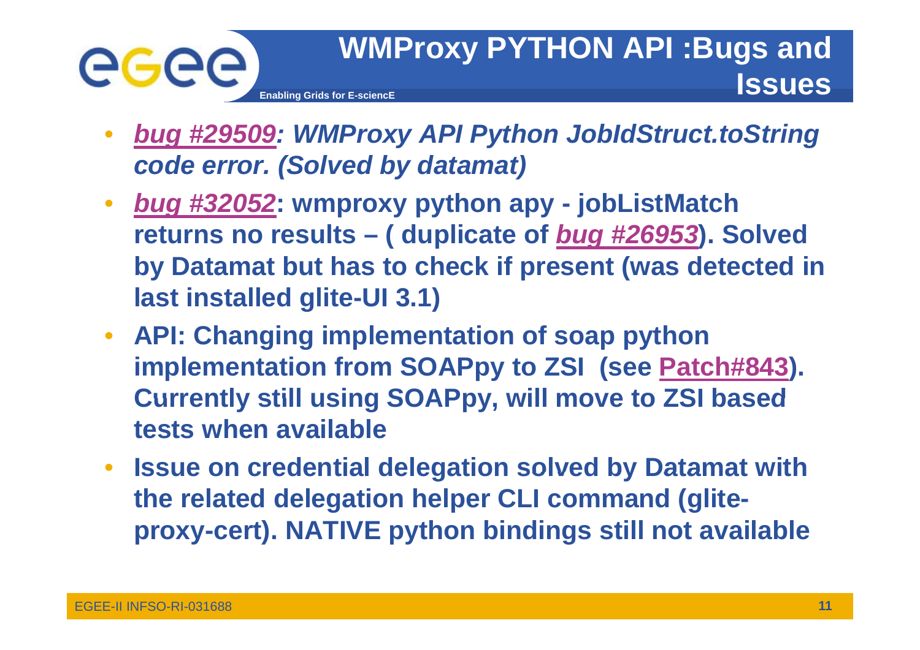# WMProxy PYTHON API :Bugs and Issues

- ***bug #29509*: *WMProxy API Python JobIdStruct.toString code error. (Solved by datamat)***
- ***bug #32052*: wmproxy python apy - jobListMatch returns no results – ( duplicate of *bug #26953*). Solved by Datamat but has to check if present (was detected in last installed glite-UI 3.1)**
- **API: Changing implementation of soap python implementation from SOAPpy to ZSI (see Patch#843). Currently still using SOAPpy, will move to ZSI based tests when available**
- **Issue on credential delegation solved by Datamat with the related delegation helper CLI command (glite-proxy-cert). NATIVE python bindings still not available**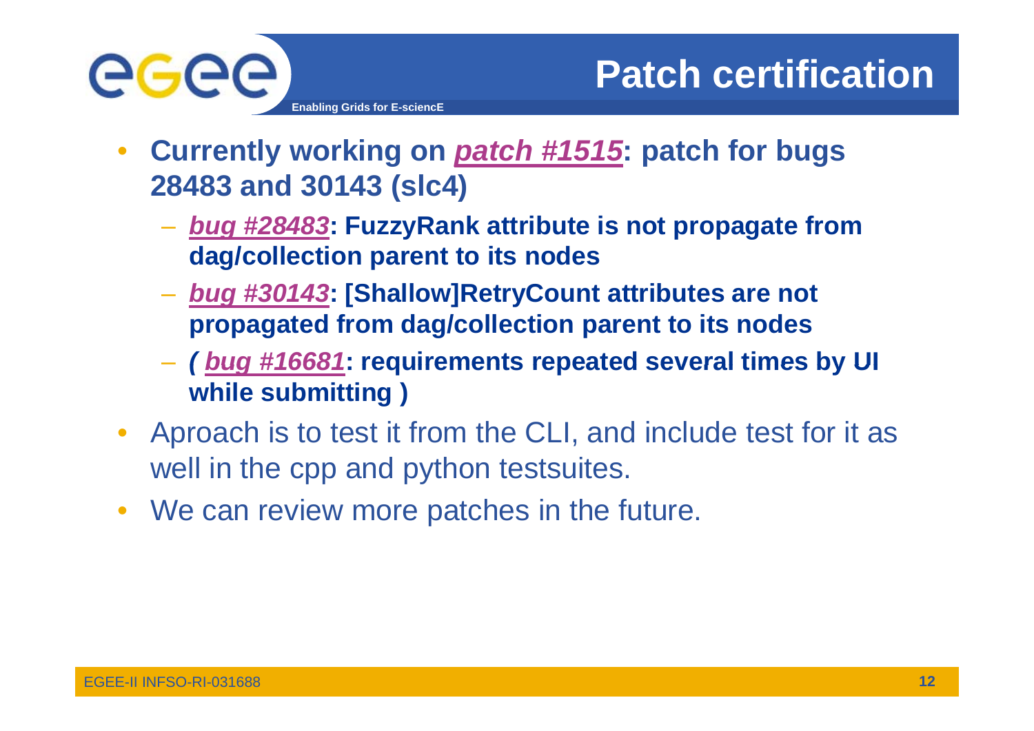# Patch certification

- **Currently working on *patch #1515*: patch for bugs 28483 and 30143 (slc4)**
  - ***bug #28483*: FuzzyRank attribute is not propagate from dag/collection parent to its nodes**
  - ***bug #30143*: [Shallow]RetryCount attributes are not propagated from dag/collection parent to its nodes**
  - ***( bug #16681*: requirements repeated several times by UI while submitting )**
- Aproach is to test it from the CLI, and include test for it as well in the cpp and python testsuites.
- We can review more patches in the future.